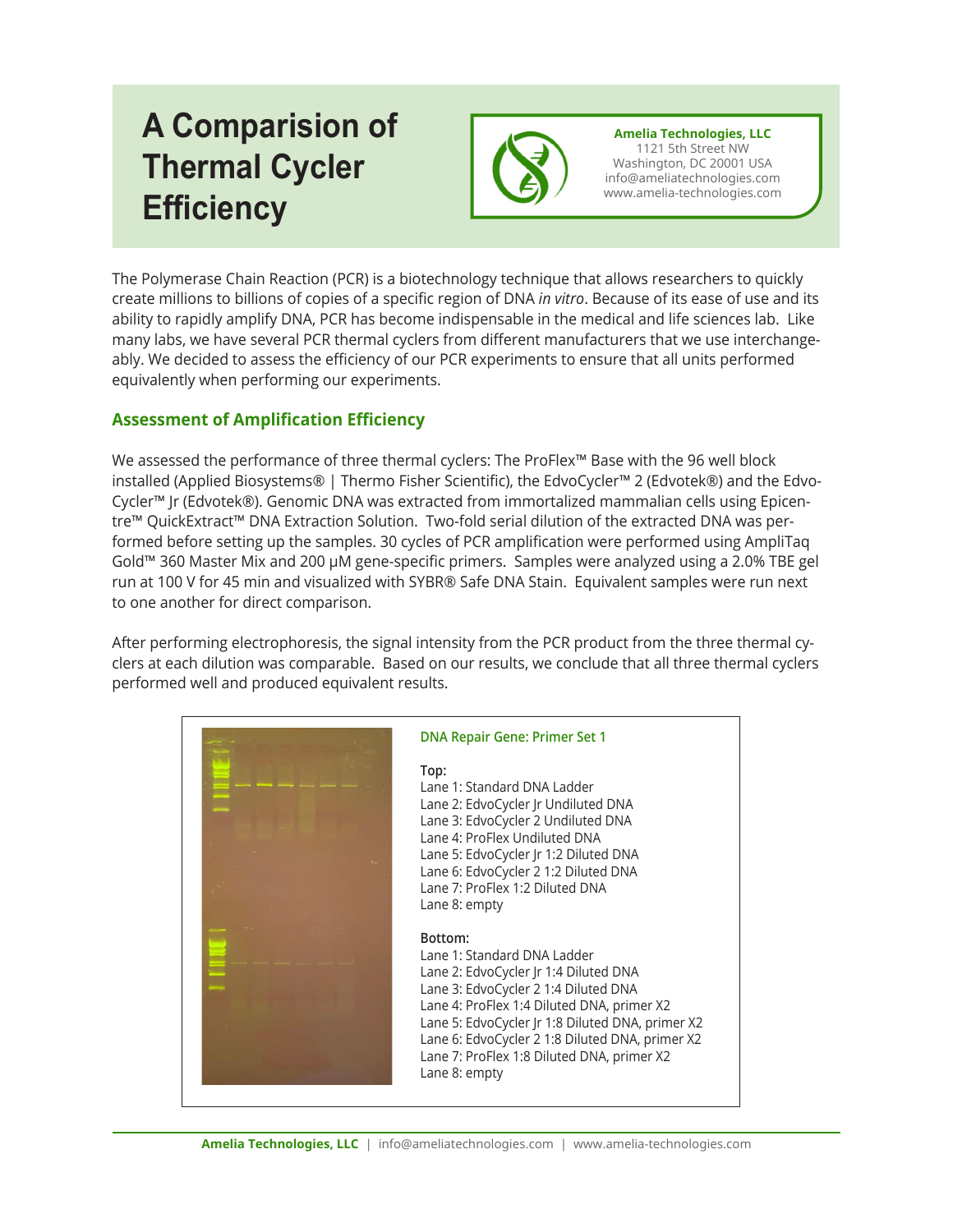# A Comparision of Thermal Cycler Efficiency

**Amelia Technologies, LLC**
1121 5th Street NW
Washington, DC 20001 USA
info@ameliatechnologies.com
www.amelia-technologies.com

The Polymerase Chain Reaction (PCR) is a biotechnology technique that allows researchers to quickly create millions to billions of copies of a specific region of DNA *in vitro*. Because of its ease of use and its ability to rapidly amplify DNA, PCR has become indispensable in the medical and life sciences lab. Like many labs, we have several PCR thermal cyclers from different manufacturers that we use interchangeably. We decided to assess the efficiency of our PCR experiments to ensure that all units performed equivalently when performing our experiments.

## Assessment of Amplification Efficiency

We assessed the performance of three thermal cyclers: The ProFlex™ Base with the 96 well block installed (Applied Biosystems® | Thermo Fisher Scientific), the EdvoCycler™ 2 (Edvotek®) and the EdvoCycler™ Jr (Edvotek®). Genomic DNA was extracted from immortalized mammalian cells using Epicentre™ QuickExtract™ DNA Extraction Solution. Two-fold serial dilution of the extracted DNA was performed before setting up the samples. 30 cycles of PCR amplification were performed using AmpliTaq Gold™ 360 Master Mix and 200 µM gene-specific primers. Samples were analyzed using a 2.0% TBE gel run at 100 V for 45 min and visualized with SYBR® Safe DNA Stain. Equivalent samples were run next to one another for direct comparison.

After performing electrophoresis, the signal intensity from the PCR product from the three thermal cyclers at each dilution was comparable. Based on our results, we conclude that all three thermal cyclers performed well and produced equivalent results.

**DNA Repair Gene: Primer Set 1**

**Top:**
Lane 1: Standard DNA Ladder
Lane 2: EdvoCycler Jr Undiluted DNA
Lane 3: EdvoCycler 2 Undiluted DNA
Lane 4: ProFlex Undiluted DNA
Lane 5: EdvoCycler Jr 1:2 Diluted DNA
Lane 6: EdvoCycler 2 1:2 Diluted DNA
Lane 7: ProFlex 1:2 Diluted DNA
Lane 8: empty

**Bottom:**
Lane 1: Standard DNA Ladder
Lane 2: EdvoCycler Jr 1:4 Diluted DNA
Lane 3: EdvoCycler 2 1:4 Diluted DNA
Lane 4: ProFlex 1:4 Diluted DNA, primer X2
Lane 5: EdvoCycler Jr 1:8 Diluted DNA, primer X2
Lane 6: EdvoCycler 2 1:8 Diluted DNA, primer X2
Lane 7: ProFlex 1:8 Diluted DNA, primer X2
Lane 8: empty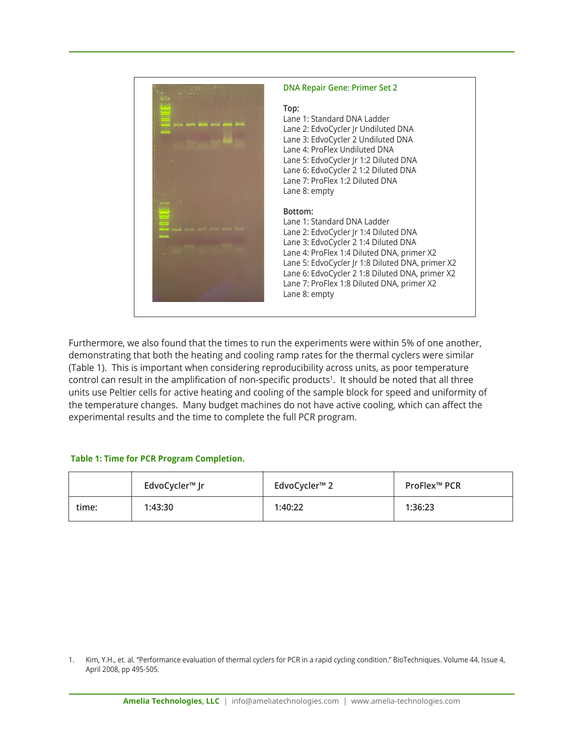DNA Repair Gene: Primer Set 2

**Top:**
Lane 1: Standard DNA Ladder
Lane 2: EdvoCycler Jr Undiluted DNA
Lane 3: EdvoCycler 2 Undiluted DNA
Lane 4: ProFlex Undiluted DNA
Lane 5: EdvoCycler Jr 1:2 Diluted DNA
Lane 6: EdvoCycler 2 1:2 Diluted DNA
Lane 7: ProFlex 1:2 Diluted DNA
Lane 8: empty

**Bottom:**
Lane 1: Standard DNA Ladder
Lane 2: EdvoCycler Jr 1:4 Diluted DNA
Lane 3: EdvoCycler 2 1:4 Diluted DNA
Lane 4: ProFlex 1:4 Diluted DNA, primer X2
Lane 5: EdvoCycler Jr 1:8 Diluted DNA, primer X2
Lane 6: EdvoCycler 2 1:8 Diluted DNA, primer X2
Lane 7: ProFlex 1:8 Diluted DNA, primer X2
Lane 8: empty

Furthermore, we also found that the times to run the experiments were within 5% of one another, demonstrating that both the heating and cooling ramp rates for the thermal cyclers were similar (Table 1). This is important when considering reproducibility across units, as poor temperature control can result in the amplification of non-specific products[1]. It should be noted that all three units use Peltier cells for active heating and cooling of the sample block for speed and uniformity of the temperature changes. Many budget machines do not have active cooling, which can affect the experimental results and the time to complete the full PCR program.

**Table 1: Time for PCR Program Completion.**

| | EdvoCycler™ Jr | EdvoCycler™ 2 | ProFlex™ PCR |
|---|---|---|---|
| time: | 1:43:30 | 1:40:22 | 1:36:23 |

1. Kim, Y.H., et. al. "Performance evaluation of thermal cyclers for PCR in a rapid cycling condition." BioTechniques. Volume 44, Issue 4, April 2008, pp 495-505.